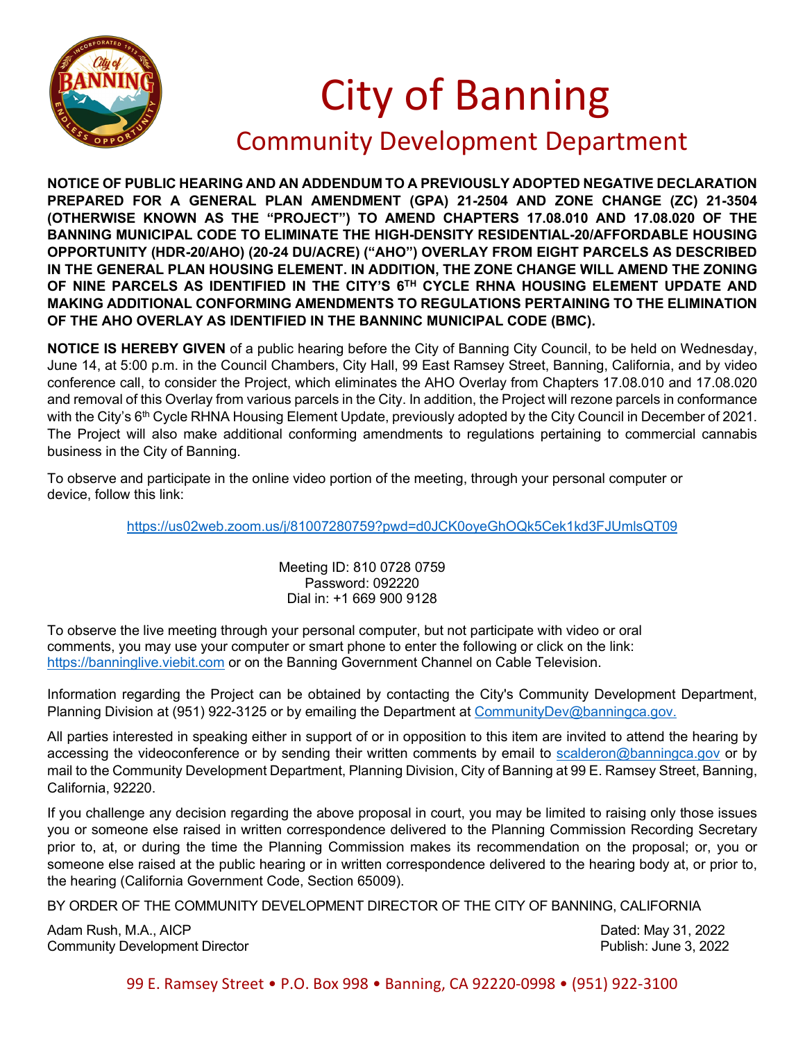# City of Banning

## Community Development Department

**NOTICE OF PUBLIC HEARING AND AN ADDENDUM TO A PREVIOUSLY ADOPTED NEGATIVE DECLARATION PREPARED FOR A GENERAL PLAN AMENDMENT (GPA) 21-2504 AND ZONE CHANGE (ZC) 21-3504 (OTHERWISE KNOWN AS THE "PROJECT") TO AMEND CHAPTERS 17.08.010 AND 17.08.020 OF THE BANNING MUNICIPAL CODE TO ELIMINATE THE HIGH-DENSITY RESIDENTIAL-20/AFFORDABLE HOUSING OPPORTUNITY (HDR-20/AHO) (20-24 DU/ACRE) ("AHO") OVERLAY FROM EIGHT PARCELS AS DESCRIBED IN THE GENERAL PLAN HOUSING ELEMENT. IN ADDITION, THE ZONE CHANGE WILL AMEND THE ZONING OF NINE PARCELS AS IDENTIFIED IN THE CITY'S 6TH CYCLE RHNA HOUSING ELEMENT UPDATE AND MAKING ADDITIONAL CONFORMING AMENDMENTS TO REGULATIONS PERTAINING TO THE ELIMINATION OF THE AHO OVERLAY AS IDENTIFIED IN THE BANNINC MUNICIPAL CODE (BMC).**

**NOTICE IS HEREBY GIVEN** of a public hearing before the City of Banning City Council, to be held on Wednesday, June 14, at 5:00 p.m. in the Council Chambers, City Hall, 99 East Ramsey Street, Banning, California, and by video conference call, to consider the Project, which eliminates the AHO Overlay from Chapters 17.08.010 and 17.08.020 and removal of this Overlay from various parcels in the City. In addition, the Project will rezone parcels in conformance with the City's 6th Cycle RHNA Housing Element Update, previously adopted by the City Council in December of 2021. The Project will also make additional conforming amendments to regulations pertaining to commercial cannabis business in the City of Banning.

To observe and participate in the online video portion of the meeting, through your personal computer or device, follow this link:

https://us02web.zoom.us/j/81007280759?pwd=d0JCK0oyeGhOQk5Cek1kd3FJUmlsQT09

Meeting ID: 810 0728 0759
Password: 092220
Dial in: +1 669 900 9128

To observe the live meeting through your personal computer, but not participate with video or oral comments, you may use your computer or smart phone to enter the following or click on the link: https://banninglive.viebit.com or on the Banning Government Channel on Cable Television.

Information regarding the Project can be obtained by contacting the City's Community Development Department, Planning Division at (951) 922-3125 or by emailing the Department at CommunityDev@banningca.gov.

All parties interested in speaking either in support of or in opposition to this item are invited to attend the hearing by accessing the videoconference or by sending their written comments by email to scalderon@banningca.gov or by mail to the Community Development Department, Planning Division, City of Banning at 99 E. Ramsey Street, Banning, California, 92220.

If you challenge any decision regarding the above proposal in court, you may be limited to raising only those issues you or someone else raised in written correspondence delivered to the Planning Commission Recording Secretary prior to, at, or during the time the Planning Commission makes its recommendation on the proposal; or, you or someone else raised at the public hearing or in written correspondence delivered to the hearing body at, or prior to, the hearing (California Government Code, Section 65009).

BY ORDER OF THE COMMUNITY DEVELOPMENT DIRECTOR OF THE CITY OF BANNING, CALIFORNIA

Adam Rush, M.A., AICP
Community Development Director

Dated: May 31, 2022
Publish: June 3, 2022

99 E. Ramsey Street • P.O. Box 998 • Banning, CA 92220-0998 • (951) 922-3100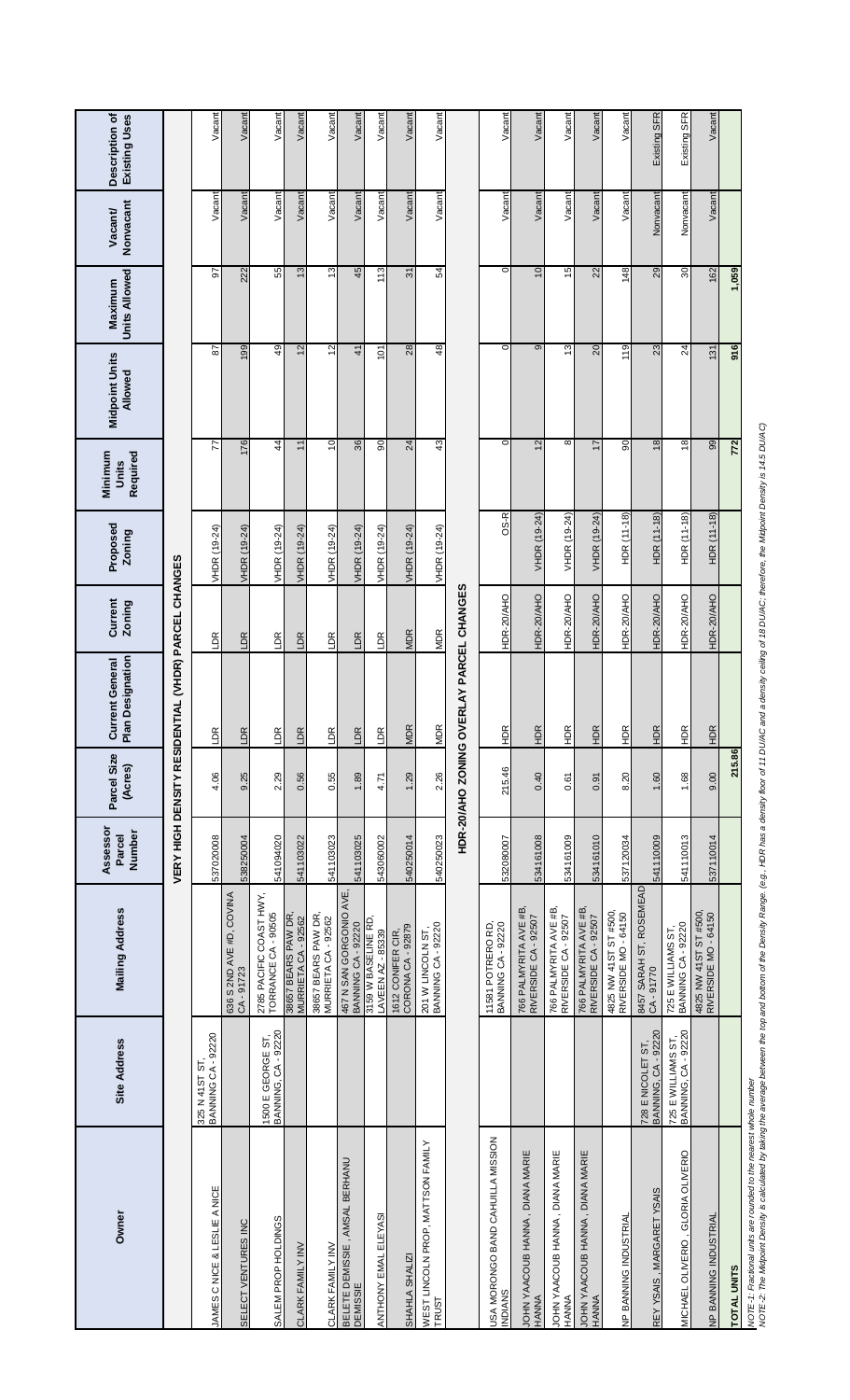| Owner | Site Address | Mailing Address | Assessor Parcel Number | Parcel Size (Acres) | Current General Plan Designation | Current Zoning | Proposed Zoning | Minimum Units Required | Midpoint Units Allowed | Maximum Units Allowed | Vacant/ Nonvacant | Description of Existing Uses |
|---|---|---|---|---|---|---|---|---|---|---|---|---|
| **VERY HIGH DENSITY RESIDENTIAL (VHDR) PARCEL CHANGES** | | | | | | | | | | | | |
| JAMES C NICE & LESLIE A NICE | 325 N 41ST ST, BANNING CA - 92220 | | 537020008 | 4.06 | LDR | LDR | VHDR (19-24) | 77 | 87 | 97 | Vacant | Vacant |
| SELECT VENTURES INC | | 636 S 2ND AVE #D, COVINA CA - 91723 | 538250004 | 9.25 | LDR | LDR | VHDR (19-24) | 176 | 199 | 222 | Vacant | Vacant |
| SALEM PROP HOLDINGS | 1500 E GEORGE ST, BANNING, CA - 92220 | 2785 PACIFIC COAST HWY, TORRANCE CA - 90505 | 541094020 | 2.29 | LDR | LDR | VHDR (19-24) | 44 | 49 | 55 | Vacant | Vacant |
| CLARK FAMILY INV | | 38657 BEARS PAW DR, MURRIETA CA - 92562 | 541103022 | 0.56 | LDR | LDR | VHDR (19-24) | 11 | 12 | 13 | Vacant | Vacant |
| CLARK FAMILY INV | | 38657 BEARS PAW DR, MURRIETA CA - 92562 | 541103023 | 0.55 | LDR | LDR | VHDR (19-24) | 10 | 12 | 13 | Vacant | Vacant |
| BELETE DEMISSIE , AMSAL BERHANU DEMISSIE | | 467 N SAN GORGONIO AVE, BANNING CA - 92220 | 541103025 | 1.89 | LDR | LDR | VHDR (19-24) | 36 | 41 | 45 | Vacant | Vacant |
| ANTHONY EMAL ELEYASI | | 3159 W BASELINE RD, LAVEEN AZ - 85339 | 543060002 | 4.71 | LDR | LDR | VHDR (19-24) | 90 | 101 | 113 | Vacant | Vacant |
| SHAHLA SHALIZI | | 1612 CONIFER CIR, CORONA CA - 92879 | 540250014 | 1.29 | MDR | MDR | VHDR (19-24) | 24 | 28 | 31 | Vacant | Vacant |
| WEST LINCOLN PROP, MATTSON FAMILY TRUST | | 201 W LINCOLN ST, BANNING CA - 92220 | 540250023 | 2.26 | MDR | MDR | VHDR (19-24) | 43 | 48 | 54 | Vacant | Vacant |
| **HDR-20/AHO ZONING OVERLAY PARCEL CHANGES** | | | | | | | | | | | | |
| USA MORONGO BAND CAHUILLA MISSION INDIANS | | 11581 POTRERO RD, BANNING CA - 92220 | 532080007 | 215.46 | HDR | HDR-20/AHO | OS-R | 0 | 0 | 0 | Vacant | Vacant |
| JOHN YAACOUB HANNA , DIANA MARIE HANNA | | 766 PALMYRITA AVE #B, RIVERSIDE CA - 92507 | 534161008 | 0.40 | HDR | HDR-20/AHO | VHDR (19-24) | 12 | 9 | 10 | Vacant | Vacant |
| JOHN YAACOUB HANNA , DIANA MARIE HANNA | | 766 PALMYRITA AVE #B, RIVERSIDE CA - 92507 | 534161009 | 0.61 | HDR | HDR-20/AHO | VHDR (19-24) | 8 | 13 | 15 | Vacant | Vacant |
| JOHN YAACOUB HANNA , DIANA MARIE HANNA | | 766 PALMYRITA AVE #B, RIVERSIDE CA - 92507 | 534161010 | 0.91 | HDR | HDR-20/AHO | VHDR (19-24) | 17 | 20 | 22 | Vacant | Vacant |
| NP BANNING INDUSTRIAL | | 4825 NW 41ST ST #500, RIVERSIDE MO - 64150 | 537120034 | 8.20 | HDR | HDR-20/AHO | HDR (11-18) | 90 | 119 | 148 | Vacant | Vacant |
| REY YSAIS , MARGARET YSAIS | 728 E NICOLET ST, BANNING, CA - 92220 | 8457 SARAH ST, ROSEMEAD CA - 91770 | 541110009 | 1.60 | HDR | HDR-20/AHO | HDR (11-18) | 18 | 23 | 29 | Nonvacant | Existing SFR |
| MICHAEL OLIVERIO , GLORIA OLIVERIO | 725 E WILLIAMS ST, BANNING, CA - 92220 | 725 E WILLIAMS ST, BANNING CA - 92220 | 541110013 | 1.68 | HDR | HDR-20/AHO | HDR (11-18) | 18 | 24 | 30 | Nonvacant | Existing SFR |
| NP BANNING INDUSTRIAL | | 4825 NW 41ST ST #500, RIVERSIDE MO - 64150 | 537110014 | 9.00 | HDR | HDR-20/AHO | HDR (11-18) | 99 | 131 | 162 | Vacant | Vacant |
| **TOTAL UNITS** | | | | **215.86** | | | | **772** | **916** | **1,059** | | |

*NOTE-1: Fractional units are rounded to the nearest whole number*

*NOTE-2: The Midpoint Density is calculated by taking the average between the top and bottom of the Density Range. (e.g., HDR has a density floor of 11 DU/AC and a density ceiling of 18 DU/AC; therefore, the Midpoint Density is 14.5 DU/AC)*